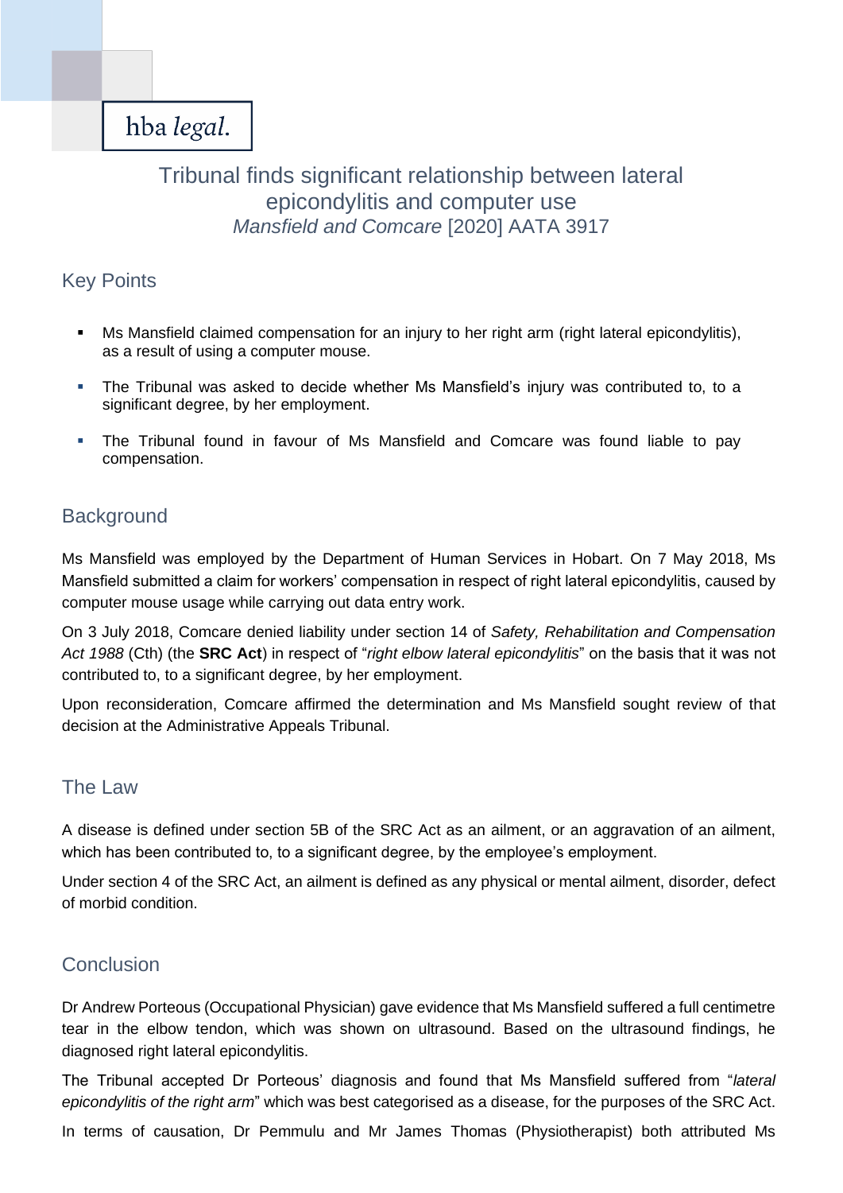hba *legal.*

# Tribunal finds significant relationship between lateral epicondylitis and computer use

*Mansfield and Comcare* [2020] AATA 3917

## Key Points

- Ms Mansfield claimed compensation for an injury to her right arm (right lateral epicondylitis), as a result of using a computer mouse.
- The Tribunal was asked to decide whether Ms Mansfield's injury was contributed to, to a significant degree, by her employment.
- The Tribunal found in favour of Ms Mansfield and Comcare was found liable to pay compensation.

## Background

Ms Mansfield was employed by the Department of Human Services in Hobart. On 7 May 2018, Ms Mansfield submitted a claim for workers' compensation in respect of right lateral epicondylitis, caused by computer mouse usage while carrying out data entry work.

On 3 July 2018, Comcare denied liability under section 14 of *Safety, Rehabilitation and Compensation Act 1988* (Cth) (the **SRC Act**) in respect of "*right elbow lateral epicondylitis*" on the basis that it was not contributed to, to a significant degree, by her employment.

Upon reconsideration, Comcare affirmed the determination and Ms Mansfield sought review of that decision at the Administrative Appeals Tribunal.

## The Law

A disease is defined under section 5B of the SRC Act as an ailment, or an aggravation of an ailment, which has been contributed to, to a significant degree, by the employee's employment.

Under section 4 of the SRC Act, an ailment is defined as any physical or mental ailment, disorder, defect of morbid condition.

## Conclusion

Dr Andrew Porteous (Occupational Physician) gave evidence that Ms Mansfield suffered a full centimetre tear in the elbow tendon, which was shown on ultrasound. Based on the ultrasound findings, he diagnosed right lateral epicondylitis.

The Tribunal accepted Dr Porteous' diagnosis and found that Ms Mansfield suffered from "*lateral epicondylitis of the right arm*" which was best categorised as a disease, for the purposes of the SRC Act.

In terms of causation, Dr Pemmulu and Mr James Thomas (Physiotherapist) both attributed Ms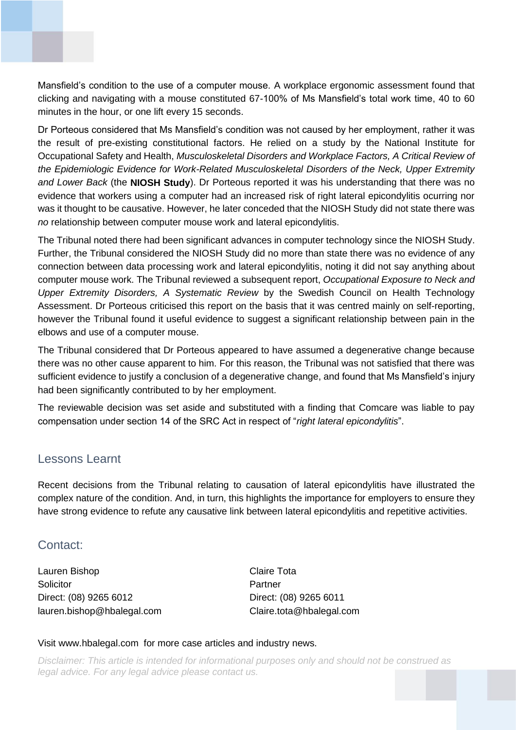Mansfield's condition to the use of a computer mouse. A workplace ergonomic assessment found that clicking and navigating with a mouse constituted 67-100% of Ms Mansfield's total work time, 40 to 60 minutes in the hour, or one lift every 15 seconds.

Dr Porteous considered that Ms Mansfield's condition was not caused by her employment, rather it was the result of pre-existing constitutional factors. He relied on a study by the National Institute for Occupational Safety and Health, *Musculoskeletal Disorders and Workplace Factors, A Critical Review of the Epidemiologic Evidence for Work-Related Musculoskeletal Disorders of the Neck, Upper Extremity and Lower Back* (the **NIOSH Study**). Dr Porteous reported it was his understanding that there was no evidence that workers using a computer had an increased risk of right lateral epicondylitis ocurring nor was it thought to be causative. However, he later conceded that the NIOSH Study did not state there was *no* relationship between computer mouse work and lateral epicondylitis.

The Tribunal noted there had been significant advances in computer technology since the NIOSH Study. Further, the Tribunal considered the NIOSH Study did no more than state there was no evidence of any connection between data processing work and lateral epicondylitis, noting it did not say anything about computer mouse work. The Tribunal reviewed a subsequent report, *Occupational Exposure to Neck and Upper Extremity Disorders, A Systematic Review* by the Swedish Council on Health Technology Assessment. Dr Porteous criticised this report on the basis that it was centred mainly on self-reporting, however the Tribunal found it useful evidence to suggest a significant relationship between pain in the elbows and use of a computer mouse.

The Tribunal considered that Dr Porteous appeared to have assumed a degenerative change because there was no other cause apparent to him. For this reason, the Tribunal was not satisfied that there was sufficient evidence to justify a conclusion of a degenerative change, and found that Ms Mansfield's injury had been significantly contributed to by her employment.

The reviewable decision was set aside and substituted with a finding that Comcare was liable to pay compensation under section 14 of the SRC Act in respect of "*right lateral epicondylitis*".

## Lessons Learnt

Recent decisions from the Tribunal relating to causation of lateral epicondylitis have illustrated the complex nature of the condition. And, in turn, this highlights the importance for employers to ensure they have strong evidence to refute any causative link between lateral epicondylitis and repetitive activities.

## Contact:

Lauren Bishop
Solicitor
Direct: (08) 9265 6012
lauren.bishop@hbalegal.com

Claire Tota
Partner
Direct: (08) 9265 6011
Claire.tota@hbalegal.com

Visit www.hbalegal.com for more case articles and industry news.

*Disclaimer: This article is intended for informational purposes only and should not be construed as legal advice. For any legal advice please contact us.*